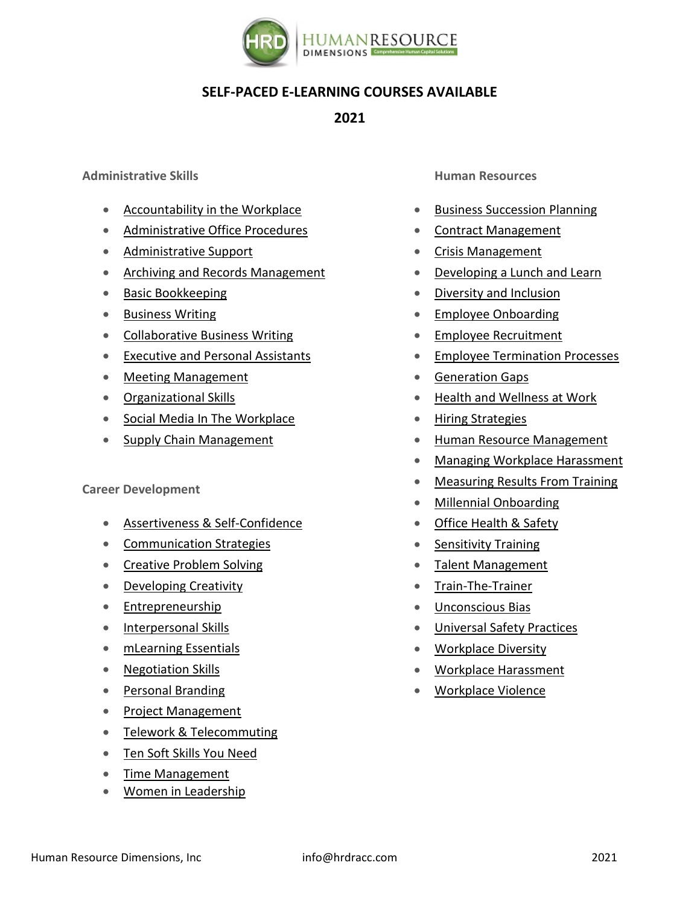# SELF-PACED E-LEARNING COURSES AVAILABLE

## 2021

### Administrative Skills

- Accountability in the Workplace
- Administrative Office Procedures
- Administrative Support
- Archiving and Records Management
- Basic Bookkeeping
- Business Writing
- Collaborative Business Writing
- Executive and Personal Assistants
- Meeting Management
- Organizational Skills
- Social Media In The Workplace
- Supply Chain Management

### Career Development

- Assertiveness & Self-Confidence
- Communication Strategies
- Creative Problem Solving
- Developing Creativity
- Entrepreneurship
- Interpersonal Skills
- mLearning Essentials
- Negotiation Skills
- Personal Branding
- Project Management
- Telework & Telecommuting
- Ten Soft Skills You Need
- Time Management
- Women in Leadership

### Human Resources

- Business Succession Planning
- Contract Management
- Crisis Management
- Developing a Lunch and Learn
- Diversity and Inclusion
- Employee Onboarding
- Employee Recruitment
- Employee Termination Processes
- Generation Gaps
- Health and Wellness at Work
- Hiring Strategies
- Human Resource Management
- Managing Workplace Harassment
- Measuring Results From Training
- Millennial Onboarding
- Office Health & Safety
- Sensitivity Training
- Talent Management
- Train-The-Trainer
- Unconscious Bias
- Universal Safety Practices
- Workplace Diversity
- Workplace Harassment
- Workplace Violence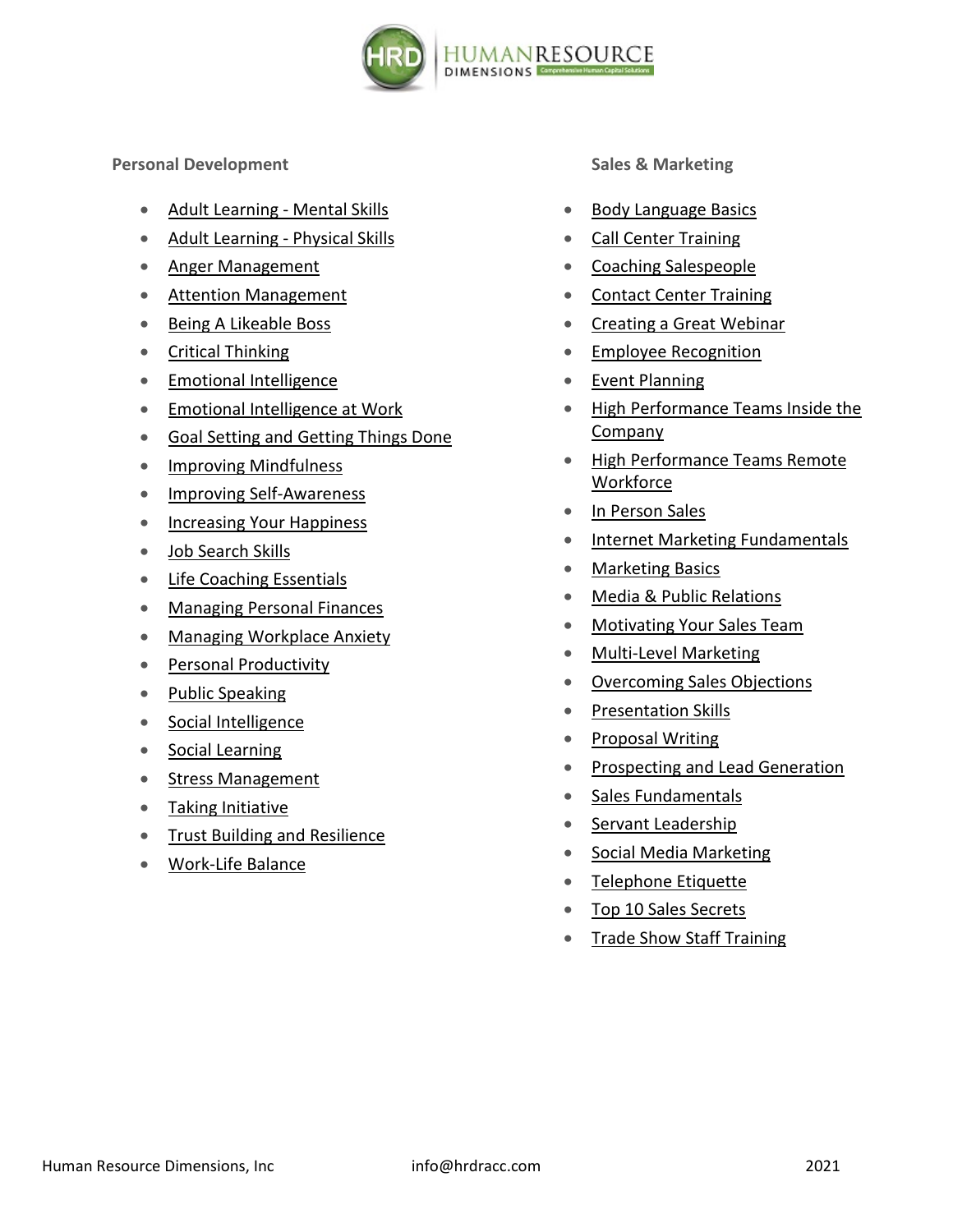### Personal Development

- Adult Learning - Mental Skills
- Adult Learning - Physical Skills
- Anger Management
- Attention Management
- Being A Likeable Boss
- Critical Thinking
- Emotional Intelligence
- Emotional Intelligence at Work
- Goal Setting and Getting Things Done
- Improving Mindfulness
- Improving Self-Awareness
- Increasing Your Happiness
- Job Search Skills
- Life Coaching Essentials
- Managing Personal Finances
- Managing Workplace Anxiety
- Personal Productivity
- Public Speaking
- Social Intelligence
- Social Learning
- Stress Management
- Taking Initiative
- Trust Building and Resilience
- Work-Life Balance

### Sales & Marketing

- Body Language Basics
- Call Center Training
- Coaching Salespeople
- Contact Center Training
- Creating a Great Webinar
- Employee Recognition
- Event Planning
- High Performance Teams Inside the Company
- High Performance Teams Remote Workforce
- In Person Sales
- Internet Marketing Fundamentals
- Marketing Basics
- Media & Public Relations
- Motivating Your Sales Team
- Multi-Level Marketing
- Overcoming Sales Objections
- Presentation Skills
- Proposal Writing
- Prospecting and Lead Generation
- Sales Fundamentals
- Servant Leadership
- Social Media Marketing
- Telephone Etiquette
- Top 10 Sales Secrets
- Trade Show Staff Training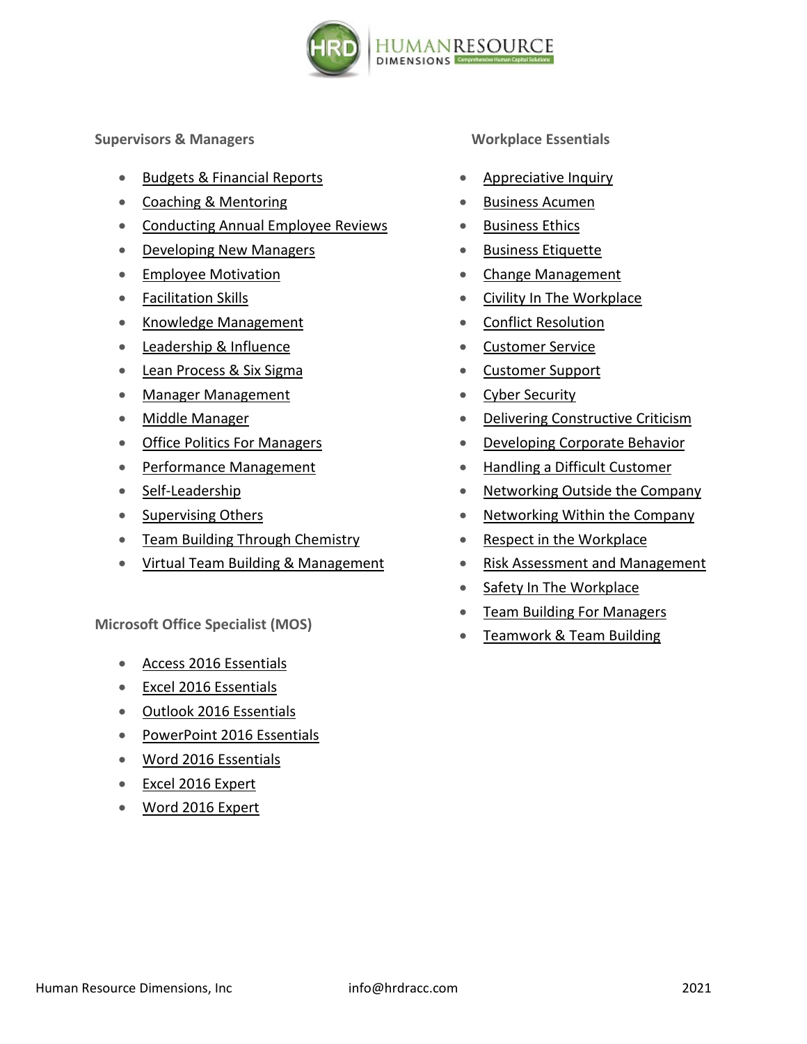## Supervisors & Managers

- Budgets & Financial Reports
- Coaching & Mentoring
- Conducting Annual Employee Reviews
- Developing New Managers
- Employee Motivation
- Facilitation Skills
- Knowledge Management
- Leadership & Influence
- Lean Process & Six Sigma
- Manager Management
- Middle Manager
- Office Politics For Managers
- Performance Management
- Self-Leadership
- Supervising Others
- Team Building Through Chemistry
- Virtual Team Building & Management

## Microsoft Office Specialist (MOS)

- Access 2016 Essentials
- Excel 2016 Essentials
- Outlook 2016 Essentials
- PowerPoint 2016 Essentials
- Word 2016 Essentials
- Excel 2016 Expert
- Word 2016 Expert

## Workplace Essentials

- Appreciative Inquiry
- Business Acumen
- Business Ethics
- Business Etiquette
- Change Management
- Civility In The Workplace
- Conflict Resolution
- Customer Service
- Customer Support
- Cyber Security
- Delivering Constructive Criticism
- Developing Corporate Behavior
- Handling a Difficult Customer
- Networking Outside the Company
- Networking Within the Company
- Respect in the Workplace
- Risk Assessment and Management
- Safety In The Workplace
- Team Building For Managers
- Teamwork & Team Building